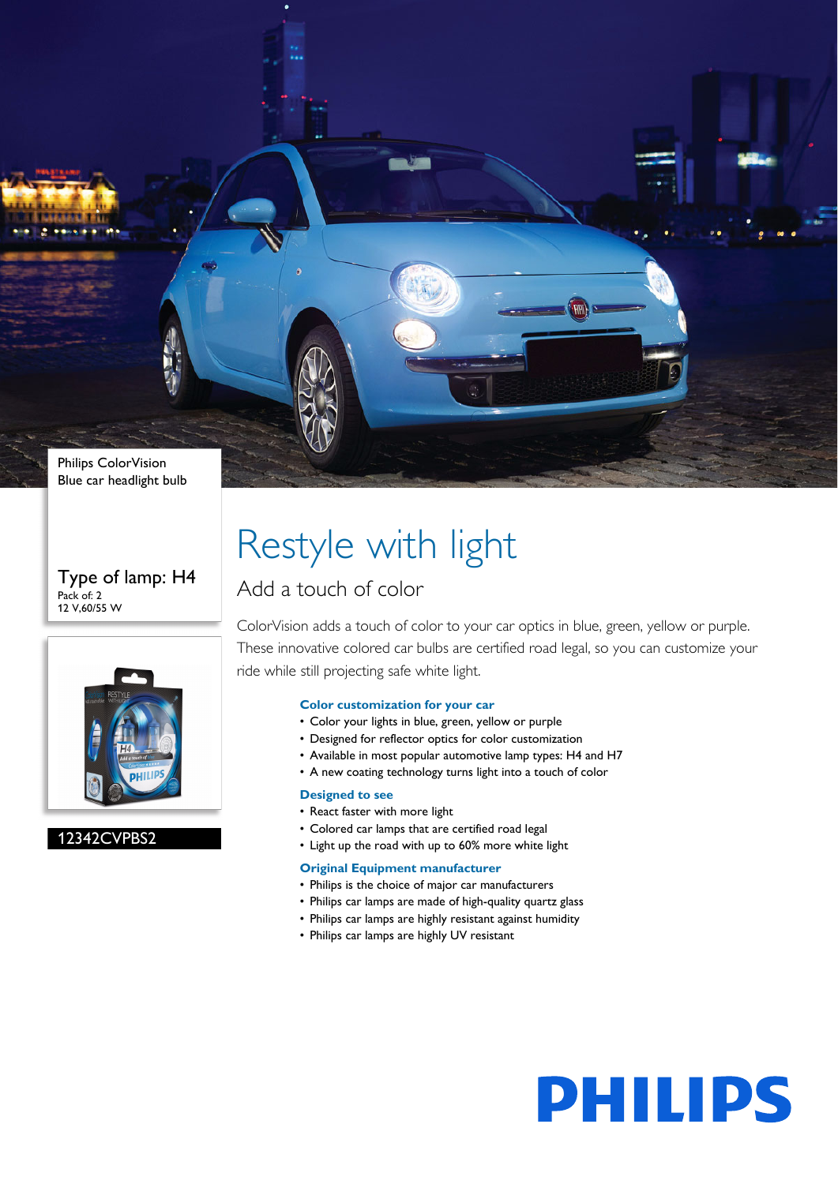Philips ColorVision
Blue car headlight bulb

Type of lamp: H4
Pack of: 2
12 V,60/55 W

12342CVPBS2

# Restyle with light

## Add a touch of color

ColorVision adds a touch of color to your car optics in blue, green, yellow or purple. These innovative colored car bulbs are certified road legal, so you can customize your ride while still projecting safe white light.

### Color customization for your car

- Color your lights in blue, green, yellow or purple
- Designed for reflector optics for color customization
- Available in most popular automotive lamp types: H4 and H7
- A new coating technology turns light into a touch of color

### Designed to see

- React faster with more light
- Colored car lamps that are certified road legal
- Light up the road with up to 60% more white light

### Original Equipment manufacturer

- Philips is the choice of major car manufacturers
- Philips car lamps are made of high-quality quartz glass
- Philips car lamps are highly resistant against humidity
- Philips car lamps are highly UV resistant

PHILIPS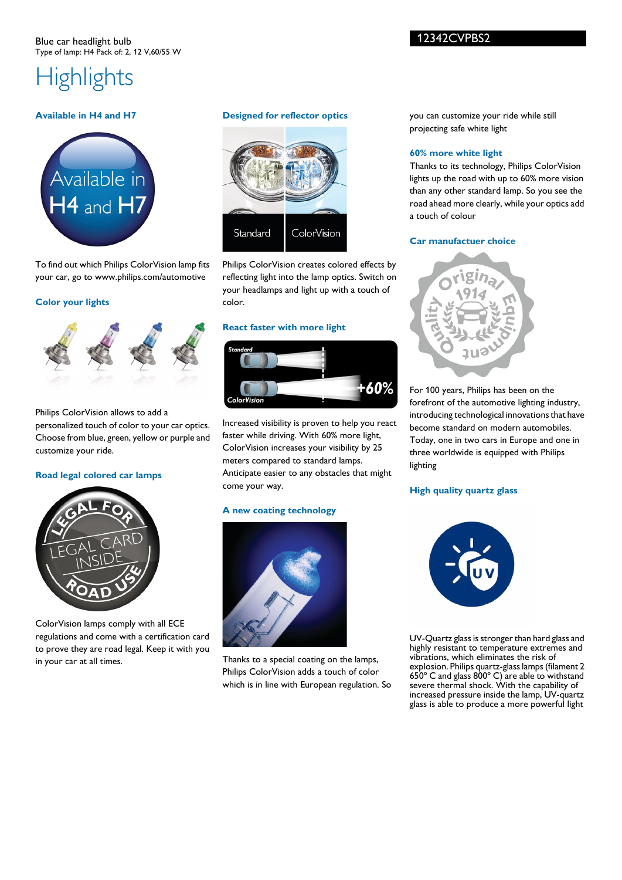Blue car headlight bulb
Type of lamp: H4 Pack of: 2, 12 V,60/55 W

12342CVPBS2

# Highlights

### Available in H4 and H7

To find out which Philips ColorVision lamp fits your car, go to www.philips.com/automotive

### Color your lights

Philips ColorVision allows to add a personalized touch of color to your car optics. Choose from blue, green, yellow or purple and customize your ride.

### Road legal colored car lamps

ColorVision lamps comply with all ECE regulations and come with a certification card to prove they are road legal. Keep it with you in your car at all times.

### Designed for reflector optics

Philips ColorVision creates colored effects by reflecting light into the lamp optics. Switch on your headlamps and light up with a touch of color.

### React faster with more light

Increased visibility is proven to help you react faster while driving. With 60% more light, ColorVision increases your visibility by 25 meters compared to standard lamps. Anticipate easier to any obstacles that might come your way.

### A new coating technology

Thanks to a special coating on the lamps, Philips ColorVision adds a touch of color which is in line with European regulation. So you can customize your ride while still projecting safe white light

### 60% more white light

Thanks to its technology, Philips ColorVision lights up the road with up to 60% more vision than any other standard lamp. So you see the road ahead more clearly, while your optics add a touch of colour

### Car manufactuer choice

For 100 years, Philips has been on the forefront of the automotive lighting industry, introducing technological innovations that have become standard on modern automobiles. Today, one in two cars in Europe and one in three worldwide is equipped with Philips lighting

### High quality quartz glass

UV-Quartz glass is stronger than hard glass and highly resistant to temperature extremes and vibrations, which eliminates the risk of explosion. Philips quartz-glass lamps (filament 2 650° C and glass 800° C) are able to withstand severe thermal shock. With the capability of increased pressure inside the lamp, UV-quartz glass is able to produce a more powerful light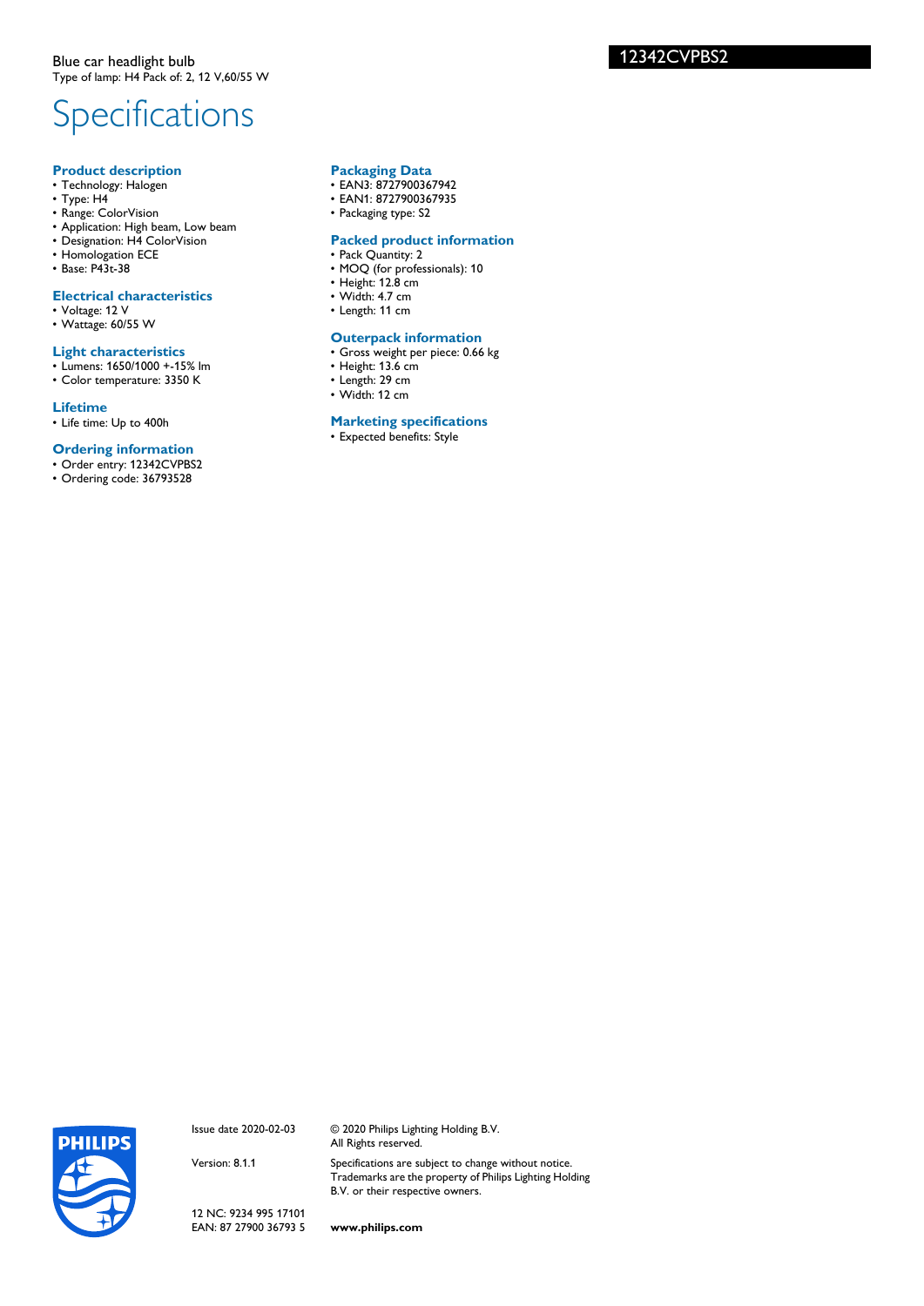Blue car headlight bulb
Type of lamp: H4 Pack of: 2, 12 V,60/55 W

12342CVPBS2

# Specifications

### Product description
- Technology: Halogen
- Type: H4
- Range: ColorVision
- Application: High beam, Low beam
- Designation: H4 ColorVision
- Homologation ECE
- Base: P43t-38

### Electrical characteristics
- Voltage: 12 V
- Wattage: 60/55 W

### Light characteristics
- Lumens: 1650/1000 +-15% lm
- Color temperature: 3350 K

### Lifetime
- Life time: Up to 400h

### Ordering information
- Order entry: 12342CVPBS2
- Ordering code: 36793528

### Packaging Data
- EAN3: 8727900367942
- EAN1: 8727900367935
- Packaging type: S2

### Packed product information
- Pack Quantity: 2
- MOQ (for professionals): 10
- Height: 12.8 cm
- Width: 4.7 cm
- Length: 11 cm

### Outerpack information
- Gross weight per piece: 0.66 kg
- Height: 13.6 cm
- Length: 29 cm
- Width: 12 cm

### Marketing specifications
- Expected benefits: Style

Issue date 2020-02-03

Version: 8.1.1

12 NC: 9234 995 17101
EAN: 87 27900 36793 5

© 2020 Philips Lighting Holding B.V.
All Rights reserved.

Specifications are subject to change without notice.
Trademarks are the property of Philips Lighting Holding B.V. or their respective owners.

**www.philips.com**